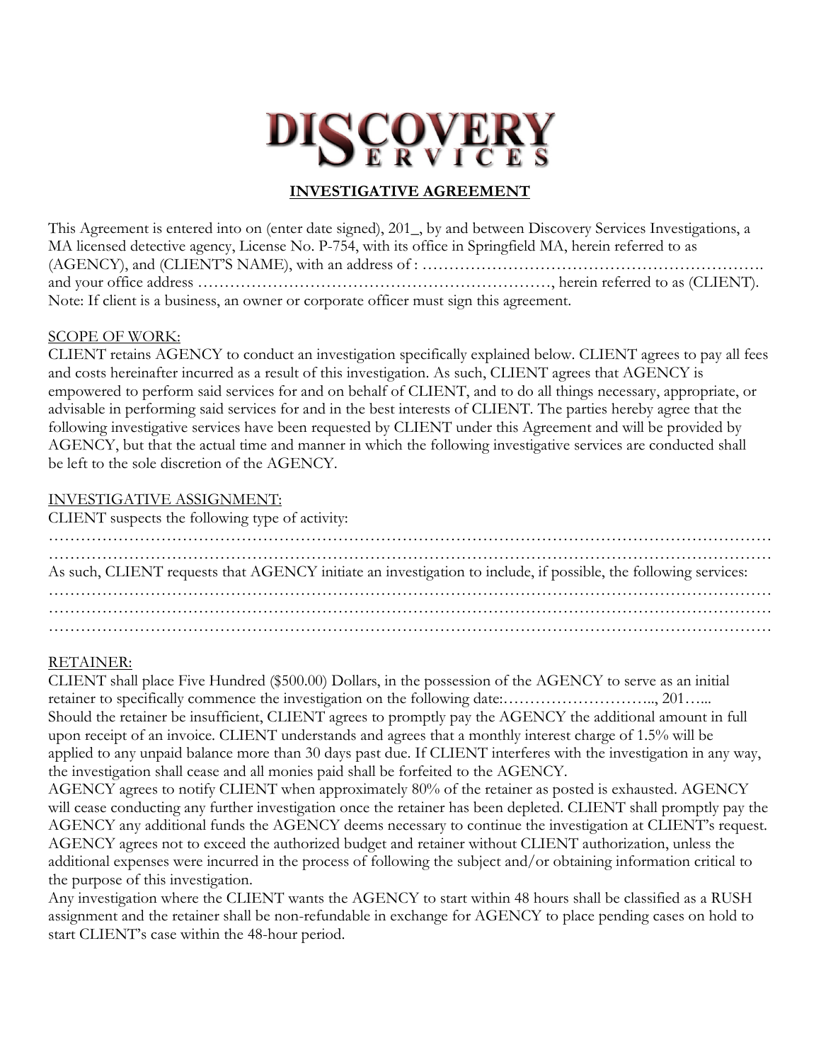# DISCOVERY SERVICES

## INVESTIGATIVE AGREEMENT

This Agreement is entered into on (enter date signed), 201_, by and between Discovery Services Investigations, a MA licensed detective agency, License No. P-754, with its office in Springfield MA, herein referred to as (AGENCY), and (CLIENT'S NAME), with an address of : ………………………………………………………. and your office address …………………………………………………………, herein referred to as (CLIENT). Note: If client is a business, an owner or corporate officer must sign this agreement.

SCOPE OF WORK:

CLIENT retains AGENCY to conduct an investigation specifically explained below. CLIENT agrees to pay all fees and costs hereinafter incurred as a result of this investigation. As such, CLIENT agrees that AGENCY is empowered to perform said services for and on behalf of CLIENT, and to do all things necessary, appropriate, or advisable in performing said services for and in the best interests of CLIENT. The parties hereby agree that the following investigative services have been requested by CLIENT under this Agreement and will be provided by AGENCY, but that the actual time and manner in which the following investigative services are conducted shall be left to the sole discretion of the AGENCY.

INVESTIGATIVE ASSIGNMENT:

CLIENT suspects the following type of activity:

………………………………………………………………………………………………………………………
………………………………………………………………………………………………………………………

As such, CLIENT requests that AGENCY initiate an investigation to include, if possible, the following services:

………………………………………………………………………………………………………………………
………………………………………………………………………………………………………………………
………………………………………………………………………………………………………………………

RETAINER:

CLIENT shall place Five Hundred ($500.00) Dollars, in the possession of the AGENCY to serve as an initial retainer to specifically commence the investigation on the following date:……………………….., 201…... Should the retainer be insufficient, CLIENT agrees to promptly pay the AGENCY the additional amount in full upon receipt of an invoice. CLIENT understands and agrees that a monthly interest charge of 1.5% will be applied to any unpaid balance more than 30 days past due. If CLIENT interferes with the investigation in any way, the investigation shall cease and all monies paid shall be forfeited to the AGENCY.

AGENCY agrees to notify CLIENT when approximately 80% of the retainer as posted is exhausted. AGENCY will cease conducting any further investigation once the retainer has been depleted. CLIENT shall promptly pay the AGENCY any additional funds the AGENCY deems necessary to continue the investigation at CLIENT's request. AGENCY agrees not to exceed the authorized budget and retainer without CLIENT authorization, unless the additional expenses were incurred in the process of following the subject and/or obtaining information critical to the purpose of this investigation.

Any investigation where the CLIENT wants the AGENCY to start within 48 hours shall be classified as a RUSH assignment and the retainer shall be non-refundable in exchange for AGENCY to place pending cases on hold to start CLIENT's case within the 48-hour period.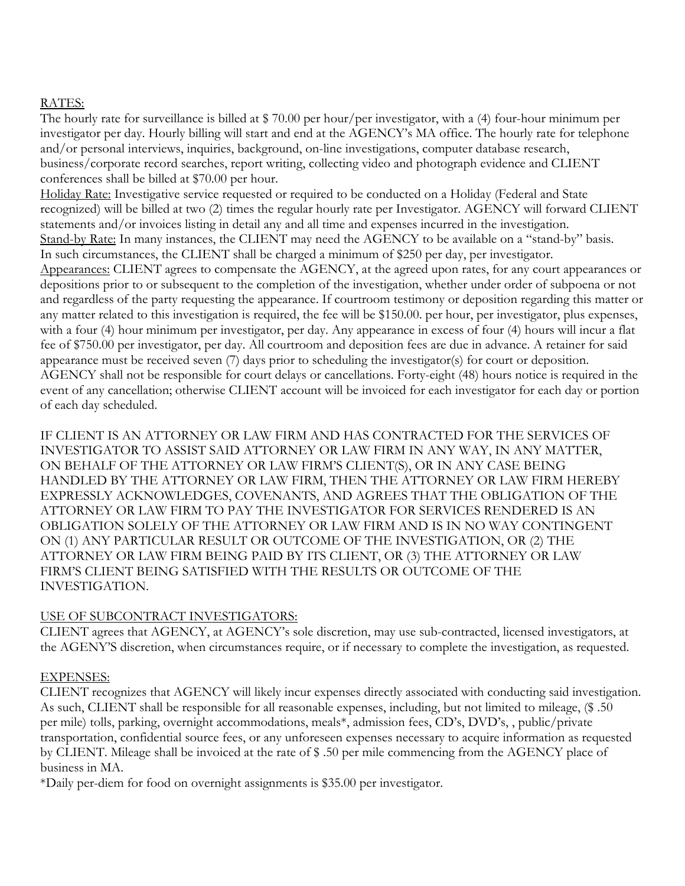RATES:

The hourly rate for surveillance is billed at $ 70.00 per hour/per investigator, with a (4) four-hour minimum per investigator per day. Hourly billing will start and end at the AGENCY's MA office. The hourly rate for telephone and/or personal interviews, inquiries, background, on-line investigations, computer database research, business/corporate record searches, report writing, collecting video and photograph evidence and CLIENT conferences shall be billed at $70.00 per hour.

Holiday Rate: Investigative service requested or required to be conducted on a Holiday (Federal and State recognized) will be billed at two (2) times the regular hourly rate per Investigator. AGENCY will forward CLIENT statements and/or invoices listing in detail any and all time and expenses incurred in the investigation.

Stand-by Rate: In many instances, the CLIENT may need the AGENCY to be available on a "stand-by" basis. In such circumstances, the CLIENT shall be charged a minimum of $250 per day, per investigator.

Appearances: CLIENT agrees to compensate the AGENCY, at the agreed upon rates, for any court appearances or depositions prior to or subsequent to the completion of the investigation, whether under order of subpoena or not and regardless of the party requesting the appearance. If courtroom testimony or deposition regarding this matter or any matter related to this investigation is required, the fee will be $150.00. per hour, per investigator, plus expenses, with a four (4) hour minimum per investigator, per day. Any appearance in excess of four (4) hours will incur a flat fee of $750.00 per investigator, per day. All courtroom and deposition fees are due in advance. A retainer for said appearance must be received seven (7) days prior to scheduling the investigator(s) for court or deposition. AGENCY shall not be responsible for court delays or cancellations. Forty-eight (48) hours notice is required in the event of any cancellation; otherwise CLIENT account will be invoiced for each investigator for each day or portion of each day scheduled.

IF CLIENT IS AN ATTORNEY OR LAW FIRM AND HAS CONTRACTED FOR THE SERVICES OF INVESTIGATOR TO ASSIST SAID ATTORNEY OR LAW FIRM IN ANY WAY, IN ANY MATTER, ON BEHALF OF THE ATTORNEY OR LAW FIRM'S CLIENT(S), OR IN ANY CASE BEING HANDLED BY THE ATTORNEY OR LAW FIRM, THEN THE ATTORNEY OR LAW FIRM HEREBY EXPRESSLY ACKNOWLEDGES, COVENANTS, AND AGREES THAT THE OBLIGATION OF THE ATTORNEY OR LAW FIRM TO PAY THE INVESTIGATOR FOR SERVICES RENDERED IS AN OBLIGATION SOLELY OF THE ATTORNEY OR LAW FIRM AND IS IN NO WAY CONTINGENT ON (1) ANY PARTICULAR RESULT OR OUTCOME OF THE INVESTIGATION, OR (2) THE ATTORNEY OR LAW FIRM BEING PAID BY ITS CLIENT, OR (3) THE ATTORNEY OR LAW FIRM'S CLIENT BEING SATISFIED WITH THE RESULTS OR OUTCOME OF THE INVESTIGATION.

USE OF SUBCONTRACT INVESTIGATORS:

CLIENT agrees that AGENCY, at AGENCY's sole discretion, may use sub-contracted, licensed investigators, at the AGENY'S discretion, when circumstances require, or if necessary to complete the investigation, as requested.

EXPENSES:

CLIENT recognizes that AGENCY will likely incur expenses directly associated with conducting said investigation. As such, CLIENT shall be responsible for all reasonable expenses, including, but not limited to mileage, ($ .50 per mile) tolls, parking, overnight accommodations, meals*, admission fees, CD's, DVD's, , public/private transportation, confidential source fees, or any unforeseen expenses necessary to acquire information as requested by CLIENT. Mileage shall be invoiced at the rate of $ .50 per mile commencing from the AGENCY place of business in MA.

*Daily per-diem for food on overnight assignments is $35.00 per investigator.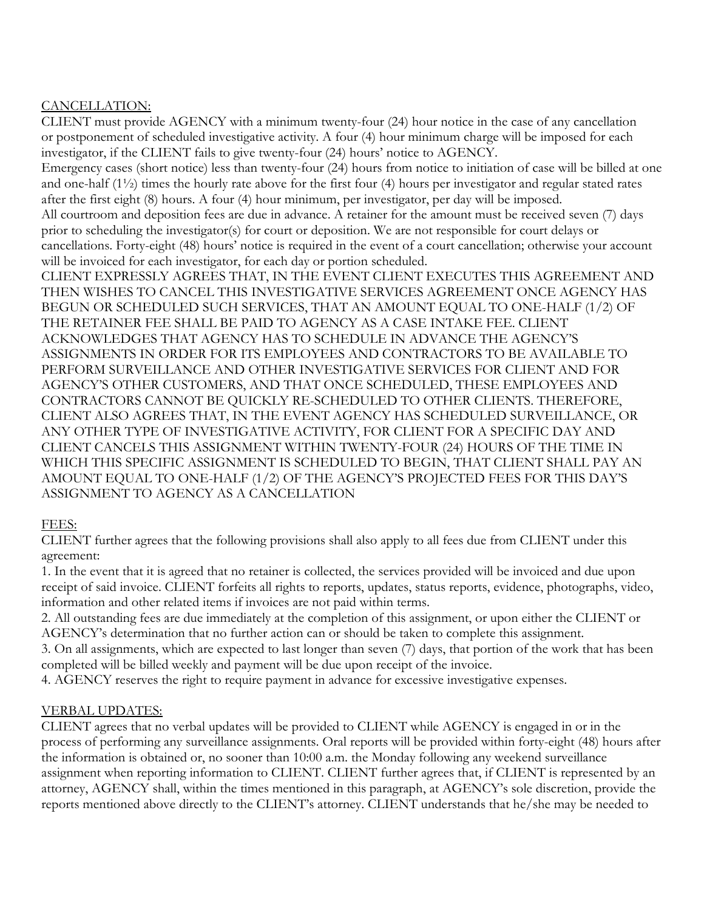CANCELLATION:

CLIENT must provide AGENCY with a minimum twenty-four (24) hour notice in the case of any cancellation or postponement of scheduled investigative activity. A four (4) hour minimum charge will be imposed for each investigator, if the CLIENT fails to give twenty-four (24) hours' notice to AGENCY.

Emergency cases (short notice) less than twenty-four (24) hours from notice to initiation of case will be billed at one and one-half (1½) times the hourly rate above for the first four (4) hours per investigator and regular stated rates after the first eight (8) hours. A four (4) hour minimum, per investigator, per day will be imposed.

All courtroom and deposition fees are due in advance. A retainer for the amount must be received seven (7) days prior to scheduling the investigator(s) for court or deposition. We are not responsible for court delays or cancellations. Forty-eight (48) hours' notice is required in the event of a court cancellation; otherwise your account will be invoiced for each investigator, for each day or portion scheduled.

CLIENT EXPRESSLY AGREES THAT, IN THE EVENT CLIENT EXECUTES THIS AGREEMENT AND THEN WISHES TO CANCEL THIS INVESTIGATIVE SERVICES AGREEMENT ONCE AGENCY HAS BEGUN OR SCHEDULED SUCH SERVICES, THAT AN AMOUNT EQUAL TO ONE-HALF (1/2) OF THE RETAINER FEE SHALL BE PAID TO AGENCY AS A CASE INTAKE FEE. CLIENT ACKNOWLEDGES THAT AGENCY HAS TO SCHEDULE IN ADVANCE THE AGENCY'S ASSIGNMENTS IN ORDER FOR ITS EMPLOYEES AND CONTRACTORS TO BE AVAILABLE TO PERFORM SURVEILLANCE AND OTHER INVESTIGATIVE SERVICES FOR CLIENT AND FOR AGENCY'S OTHER CUSTOMERS, AND THAT ONCE SCHEDULED, THESE EMPLOYEES AND CONTRACTORS CANNOT BE QUICKLY RE-SCHEDULED TO OTHER CLIENTS. THEREFORE, CLIENT ALSO AGREES THAT, IN THE EVENT AGENCY HAS SCHEDULED SURVEILLANCE, OR ANY OTHER TYPE OF INVESTIGATIVE ACTIVITY, FOR CLIENT FOR A SPECIFIC DAY AND CLIENT CANCELS THIS ASSIGNMENT WITHIN TWENTY-FOUR (24) HOURS OF THE TIME IN WHICH THIS SPECIFIC ASSIGNMENT IS SCHEDULED TO BEGIN, THAT CLIENT SHALL PAY AN AMOUNT EQUAL TO ONE-HALF (1/2) OF THE AGENCY'S PROJECTED FEES FOR THIS DAY'S ASSIGNMENT TO AGENCY AS A CANCELLATION

FEES:

CLIENT further agrees that the following provisions shall also apply to all fees due from CLIENT under this agreement:

1. In the event that it is agreed that no retainer is collected, the services provided will be invoiced and due upon receipt of said invoice. CLIENT forfeits all rights to reports, updates, status reports, evidence, photographs, video, information and other related items if invoices are not paid within terms.
2. All outstanding fees are due immediately at the completion of this assignment, or upon either the CLIENT or AGENCY's determination that no further action can or should be taken to complete this assignment.
3. On all assignments, which are expected to last longer than seven (7) days, that portion of the work that has been completed will be billed weekly and payment will be due upon receipt of the invoice.
4. AGENCY reserves the right to require payment in advance for excessive investigative expenses.

VERBAL UPDATES:

CLIENT agrees that no verbal updates will be provided to CLIENT while AGENCY is engaged in or in the process of performing any surveillance assignments. Oral reports will be provided within forty-eight (48) hours after the information is obtained or, no sooner than 10:00 a.m. the Monday following any weekend surveillance assignment when reporting information to CLIENT. CLIENT further agrees that, if CLIENT is represented by an attorney, AGENCY shall, within the times mentioned in this paragraph, at AGENCY's sole discretion, provide the reports mentioned above directly to the CLIENT's attorney. CLIENT understands that he/she may be needed to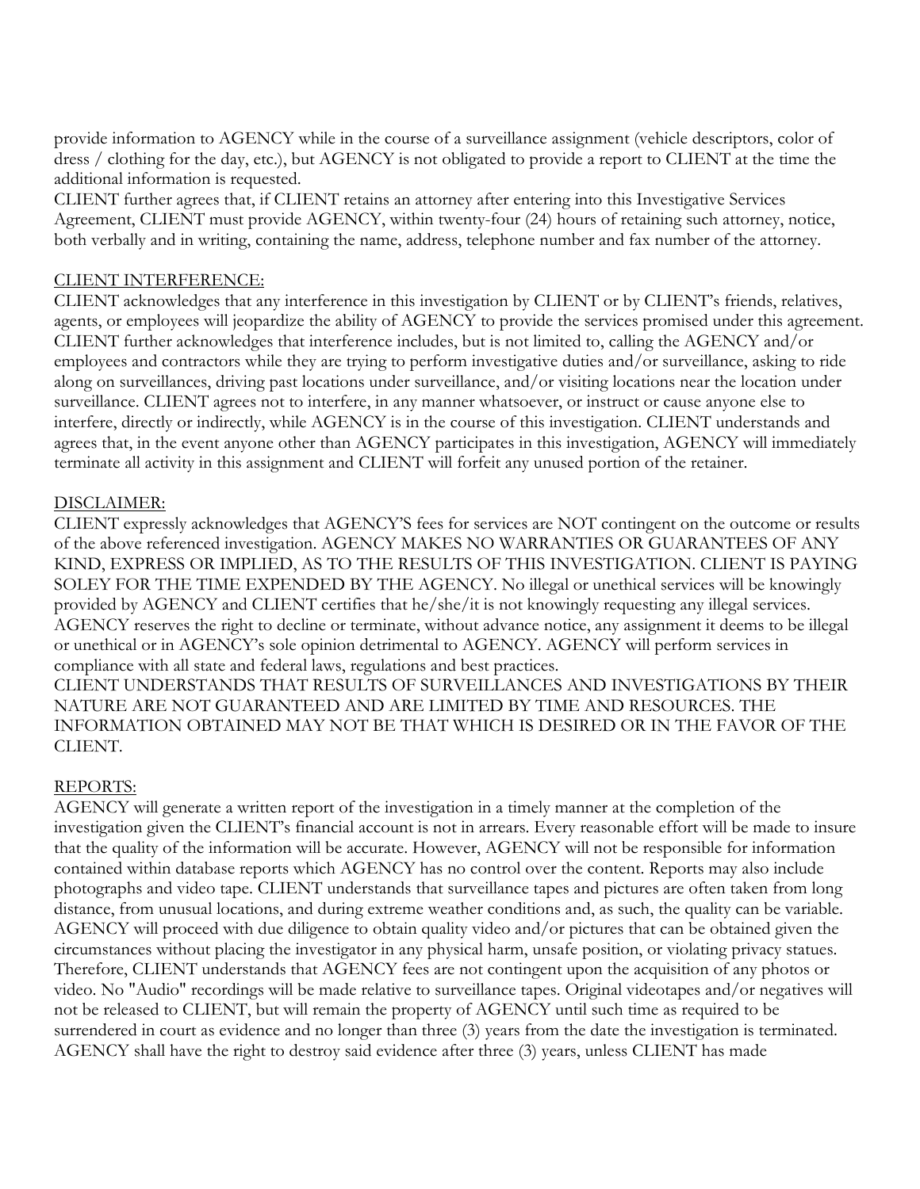provide information to AGENCY while in the course of a surveillance assignment (vehicle descriptors, color of dress / clothing for the day, etc.), but AGENCY is not obligated to provide a report to CLIENT at the time the additional information is requested.

CLIENT further agrees that, if CLIENT retains an attorney after entering into this Investigative Services Agreement, CLIENT must provide AGENCY, within twenty-four (24) hours of retaining such attorney, notice, both verbally and in writing, containing the name, address, telephone number and fax number of the attorney.

## CLIENT INTERFERENCE:

CLIENT acknowledges that any interference in this investigation by CLIENT or by CLIENT's friends, relatives, agents, or employees will jeopardize the ability of AGENCY to provide the services promised under this agreement. CLIENT further acknowledges that interference includes, but is not limited to, calling the AGENCY and/or employees and contractors while they are trying to perform investigative duties and/or surveillance, asking to ride along on surveillances, driving past locations under surveillance, and/or visiting locations near the location under surveillance. CLIENT agrees not to interfere, in any manner whatsoever, or instruct or cause anyone else to interfere, directly or indirectly, while AGENCY is in the course of this investigation. CLIENT understands and agrees that, in the event anyone other than AGENCY participates in this investigation, AGENCY will immediately terminate all activity in this assignment and CLIENT will forfeit any unused portion of the retainer.

## DISCLAIMER:

CLIENT expressly acknowledges that AGENCY'S fees for services are NOT contingent on the outcome or results of the above referenced investigation. AGENCY MAKES NO WARRANTIES OR GUARANTEES OF ANY KIND, EXPRESS OR IMPLIED, AS TO THE RESULTS OF THIS INVESTIGATION. CLIENT IS PAYING SOLEY FOR THE TIME EXPENDED BY THE AGENCY. No illegal or unethical services will be knowingly provided by AGENCY and CLIENT certifies that he/she/it is not knowingly requesting any illegal services. AGENCY reserves the right to decline or terminate, without advance notice, any assignment it deems to be illegal or unethical or in AGENCY's sole opinion detrimental to AGENCY. AGENCY will perform services in compliance with all state and federal laws, regulations and best practices.

CLIENT UNDERSTANDS THAT RESULTS OF SURVEILLANCES AND INVESTIGATIONS BY THEIR NATURE ARE NOT GUARANTEED AND ARE LIMITED BY TIME AND RESOURCES. THE INFORMATION OBTAINED MAY NOT BE THAT WHICH IS DESIRED OR IN THE FAVOR OF THE CLIENT.

## REPORTS:

AGENCY will generate a written report of the investigation in a timely manner at the completion of the investigation given the CLIENT's financial account is not in arrears. Every reasonable effort will be made to insure that the quality of the information will be accurate. However, AGENCY will not be responsible for information contained within database reports which AGENCY has no control over the content. Reports may also include photographs and video tape. CLIENT understands that surveillance tapes and pictures are often taken from long distance, from unusual locations, and during extreme weather conditions and, as such, the quality can be variable. AGENCY will proceed with due diligence to obtain quality video and/or pictures that can be obtained given the circumstances without placing the investigator in any physical harm, unsafe position, or violating privacy statues. Therefore, CLIENT understands that AGENCY fees are not contingent upon the acquisition of any photos or video. No "Audio" recordings will be made relative to surveillance tapes. Original videotapes and/or negatives will not be released to CLIENT, but will remain the property of AGENCY until such time as required to be surrendered in court as evidence and no longer than three (3) years from the date the investigation is terminated. AGENCY shall have the right to destroy said evidence after three (3) years, unless CLIENT has made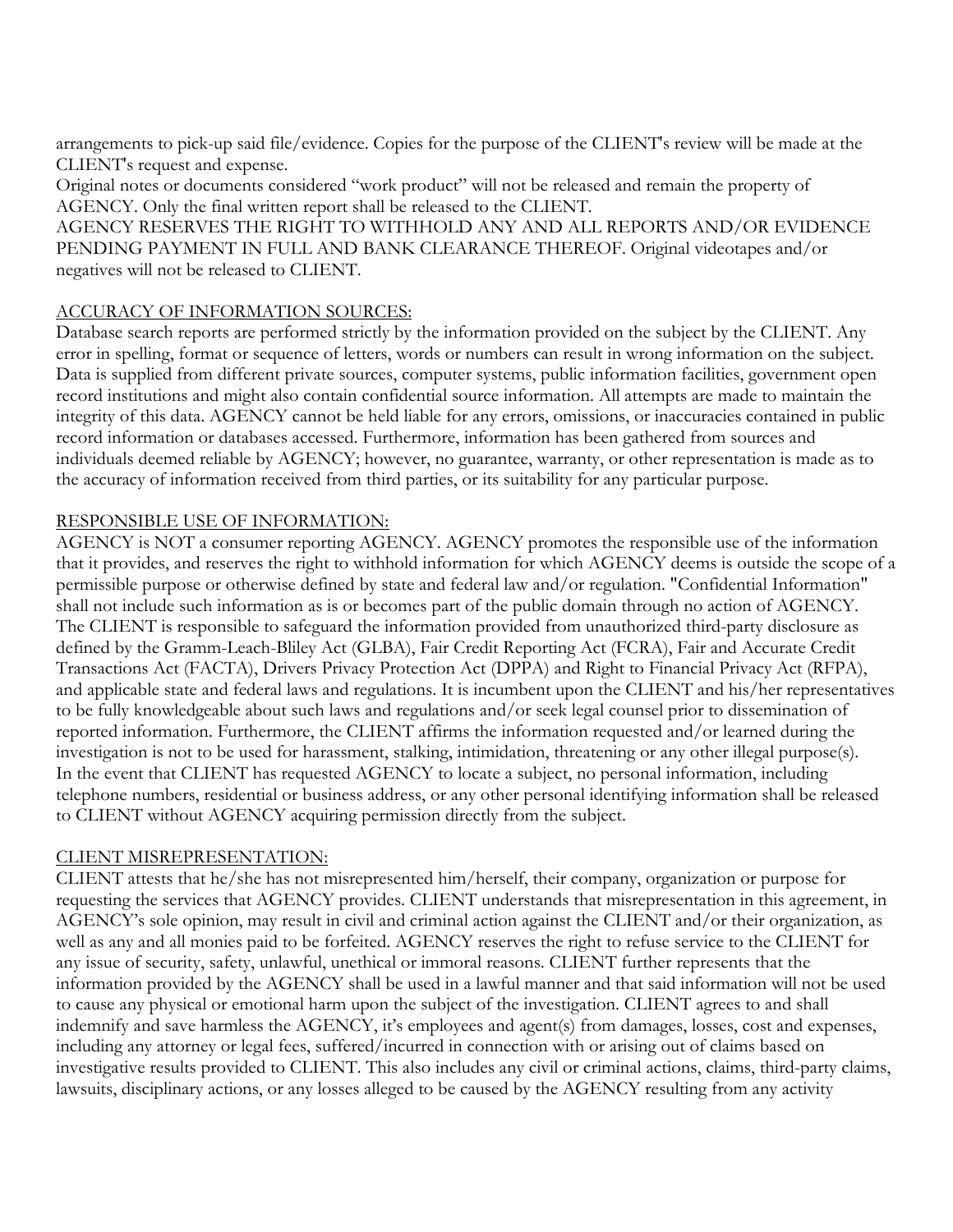arrangements to pick-up said file/evidence. Copies for the purpose of the CLIENT's review will be made at the CLIENT's request and expense.

Original notes or documents considered "work product" will not be released and remain the property of AGENCY. Only the final written report shall be released to the CLIENT.

AGENCY RESERVES THE RIGHT TO WITHHOLD ANY AND ALL REPORTS AND/OR EVIDENCE PENDING PAYMENT IN FULL AND BANK CLEARANCE THEREOF. Original videotapes and/or negatives will not be released to CLIENT.

<u>ACCURACY OF INFORMATION SOURCES:</u>

Database search reports are performed strictly by the information provided on the subject by the CLIENT. Any error in spelling, format or sequence of letters, words or numbers can result in wrong information on the subject. Data is supplied from different private sources, computer systems, public information facilities, government open record institutions and might also contain confidential source information. All attempts are made to maintain the integrity of this data. AGENCY cannot be held liable for any errors, omissions, or inaccuracies contained in public record information or databases accessed. Furthermore, information has been gathered from sources and individuals deemed reliable by AGENCY; however, no guarantee, warranty, or other representation is made as to the accuracy of information received from third parties, or its suitability for any particular purpose.

<u>RESPONSIBLE USE OF INFORMATION:</u>

AGENCY is NOT a consumer reporting AGENCY. AGENCY promotes the responsible use of the information that it provides, and reserves the right to withhold information for which AGENCY deems is outside the scope of a permissible purpose or otherwise defined by state and federal law and/or regulation. "Confidential Information" shall not include such information as is or becomes part of the public domain through no action of AGENCY.

The CLIENT is responsible to safeguard the information provided from unauthorized third-party disclosure as defined by the Gramm-Leach-Bliley Act (GLBA), Fair Credit Reporting Act (FCRA), Fair and Accurate Credit Transactions Act (FACTA), Drivers Privacy Protection Act (DPPA) and Right to Financial Privacy Act (RFPA), and applicable state and federal laws and regulations. It is incumbent upon the CLIENT and his/her representatives to be fully knowledgeable about such laws and regulations and/or seek legal counsel prior to dissemination of reported information. Furthermore, the CLIENT affirms the information requested and/or learned during the investigation is not to be used for harassment, stalking, intimidation, threatening or any other illegal purpose(s).

In the event that CLIENT has requested AGENCY to locate a subject, no personal information, including telephone numbers, residential or business address, or any other personal identifying information shall be released to CLIENT without AGENCY acquiring permission directly from the subject.

<u>CLIENT MISREPRESENTATION:</u>

CLIENT attests that he/she has not misrepresented him/herself, their company, organization or purpose for requesting the services that AGENCY provides. CLIENT understands that misrepresentation in this agreement, in AGENCY's sole opinion, may result in civil and criminal action against the CLIENT and/or their organization, as well as any and all monies paid to be forfeited. AGENCY reserves the right to refuse service to the CLIENT for any issue of security, safety, unlawful, unethical or immoral reasons. CLIENT further represents that the information provided by the AGENCY shall be used in a lawful manner and that said information will not be used to cause any physical or emotional harm upon the subject of the investigation. CLIENT agrees to and shall indemnify and save harmless the AGENCY, it's employees and agent(s) from damages, losses, cost and expenses, including any attorney or legal fees, suffered/incurred in connection with or arising out of claims based on investigative results provided to CLIENT. This also includes any civil or criminal actions, claims, third-party claims, lawsuits, disciplinary actions, or any losses alleged to be caused by the AGENCY resulting from any activity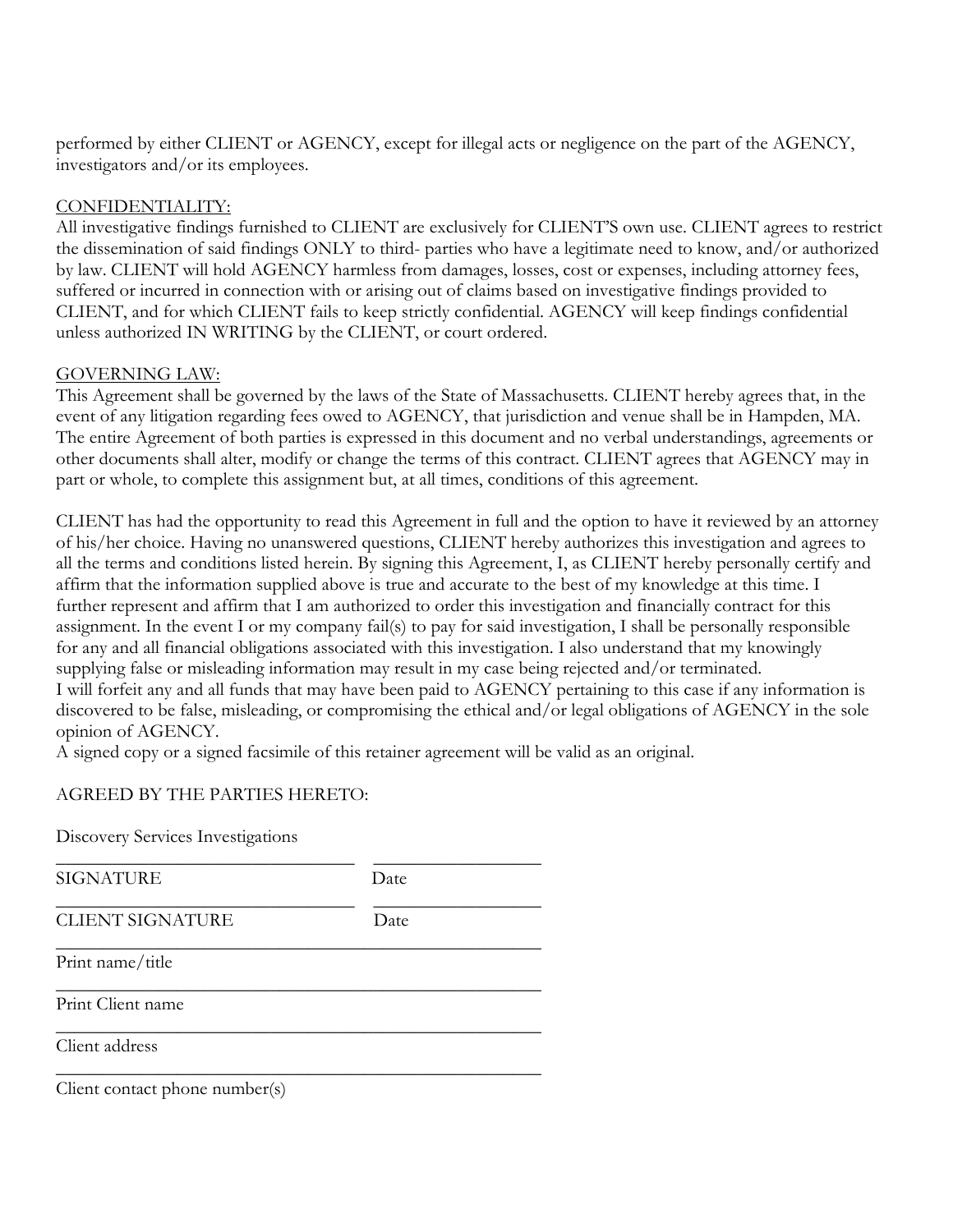performed by either CLIENT or AGENCY, except for illegal acts or negligence on the part of the AGENCY, investigators and/or its employees.

CONFIDENTIALITY:

All investigative findings furnished to CLIENT are exclusively for CLIENT'S own use. CLIENT agrees to restrict the dissemination of said findings ONLY to third- parties who have a legitimate need to know, and/or authorized by law. CLIENT will hold AGENCY harmless from damages, losses, cost or expenses, including attorney fees, suffered or incurred in connection with or arising out of claims based on investigative findings provided to CLIENT, and for which CLIENT fails to keep strictly confidential. AGENCY will keep findings confidential unless authorized IN WRITING by the CLIENT, or court ordered.

GOVERNING LAW:

This Agreement shall be governed by the laws of the State of Massachusetts. CLIENT hereby agrees that, in the event of any litigation regarding fees owed to AGENCY, that jurisdiction and venue shall be in Hampden, MA. The entire Agreement of both parties is expressed in this document and no verbal understandings, agreements or other documents shall alter, modify or change the terms of this contract. CLIENT agrees that AGENCY may in part or whole, to complete this assignment but, at all times, conditions of this agreement.

CLIENT has had the opportunity to read this Agreement in full and the option to have it reviewed by an attorney of his/her choice. Having no unanswered questions, CLIENT hereby authorizes this investigation and agrees to all the terms and conditions listed herein. By signing this Agreement, I, as CLIENT hereby personally certify and affirm that the information supplied above is true and accurate to the best of my knowledge at this time. I further represent and affirm that I am authorized to order this investigation and financially contract for this assignment. In the event I or my company fail(s) to pay for said investigation, I shall be personally responsible for any and all financial obligations associated with this investigation. I also understand that my knowingly supplying false or misleading information may result in my case being rejected and/or terminated.
I will forfeit any and all funds that may have been paid to AGENCY pertaining to this case if any information is discovered to be false, misleading, or compromising the ethical and/or legal obligations of AGENCY in the sole opinion of AGENCY.
A signed copy or a signed facsimile of this retainer agreement will be valid as an original.

AGREED BY THE PARTIES HERETO:

Discovery Services Investigations

\_\_\_\_\_\_\_\_\_\_\_\_\_\_\_\_\_\_\_\_\_\_\_\_\_\_\_\_\_\_ \_\_\_\_\_\_\_\_\_\_\_\_\_\_\_\_\_\_

SIGNATURE Date

\_\_\_\_\_\_\_\_\_\_\_\_\_\_\_\_\_\_\_\_\_\_\_\_\_\_\_\_\_\_ \_\_\_\_\_\_\_\_\_\_\_\_\_\_\_\_\_\_

CLIENT SIGNATURE Date

\_\_\_\_\_\_\_\_\_\_\_\_\_\_\_\_\_\_\_\_\_\_\_\_\_\_\_\_\_\_\_\_\_\_\_\_\_\_\_\_\_\_\_\_\_\_\_\_

Print name/title

\_\_\_\_\_\_\_\_\_\_\_\_\_\_\_\_\_\_\_\_\_\_\_\_\_\_\_\_\_\_\_\_\_\_\_\_\_\_\_\_\_\_\_\_\_\_\_\_

Print Client name

\_\_\_\_\_\_\_\_\_\_\_\_\_\_\_\_\_\_\_\_\_\_\_\_\_\_\_\_\_\_\_\_\_\_\_\_\_\_\_\_\_\_\_\_\_\_\_\_

Client address

\_\_\_\_\_\_\_\_\_\_\_\_\_\_\_\_\_\_\_\_\_\_\_\_\_\_\_\_\_\_\_\_\_\_\_\_\_\_\_\_\_\_\_\_\_\_\_\_

Client contact phone number(s)